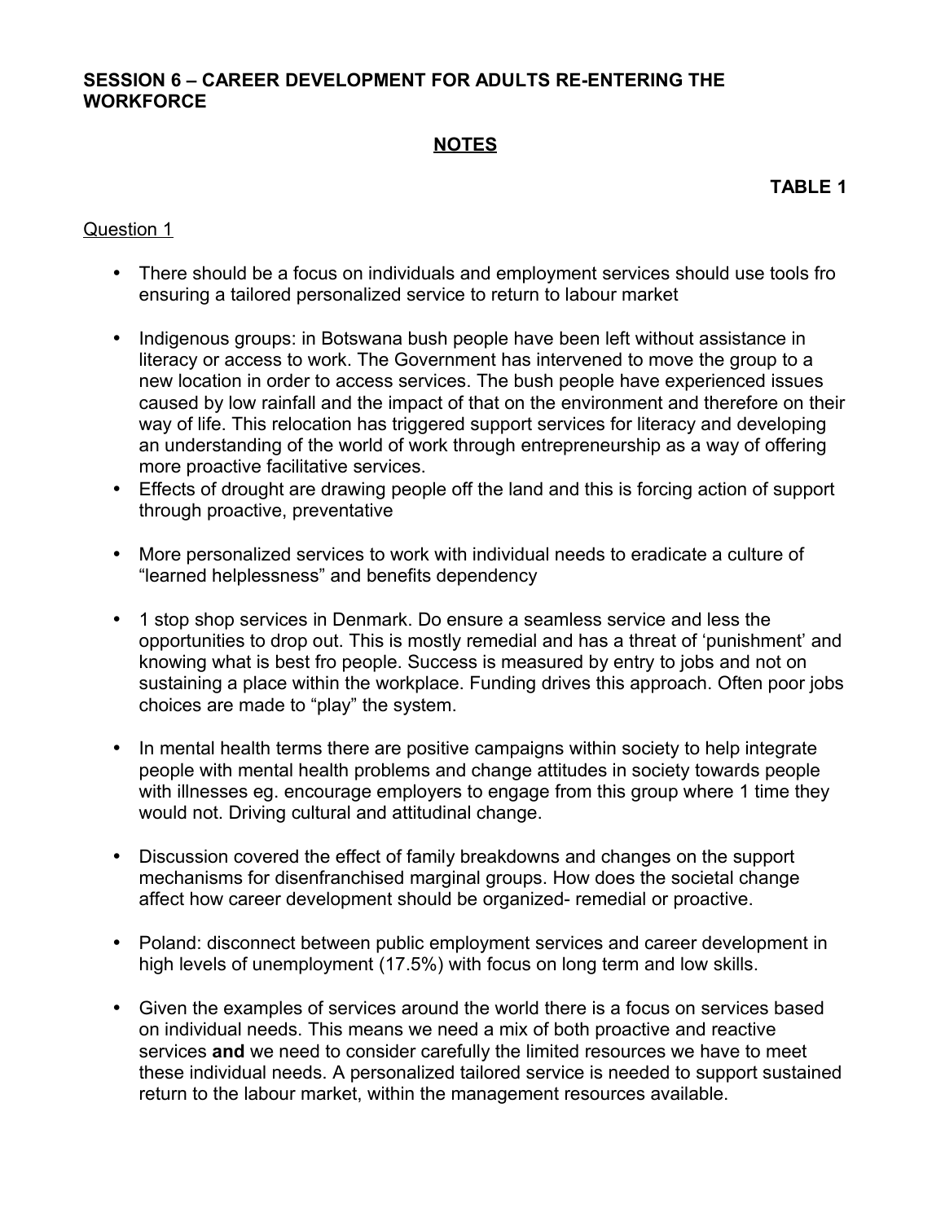**SESSION 6 – CAREER DEVELOPMENT FOR ADULTS RE-ENTERING THE WORKFORCE**

## NOTES

**TABLE 1**

Question 1

- There should be a focus on individuals and employment services should use tools fro ensuring a tailored personalized service to return to labour market

- Indigenous groups: in Botswana bush people have been left without assistance in literacy or access to work. The Government has intervened to move the group to a new location in order to access services. The bush people have experienced issues caused by low rainfall and the impact of that on the environment and therefore on their way of life. This relocation has triggered support services for literacy and developing an understanding of the world of work through entrepreneurship as a way of offering more proactive facilitative services.
- Effects of drought are drawing people off the land and this is forcing action of support through proactive, preventative

- More personalized services to work with individual needs to eradicate a culture of "learned helplessness" and benefits dependency

- 1 stop shop services in Denmark. Do ensure a seamless service and less the opportunities to drop out. This is mostly remedial and has a threat of 'punishment' and knowing what is best fro people. Success is measured by entry to jobs and not on sustaining a place within the workplace. Funding drives this approach. Often poor jobs choices are made to "play" the system.

- In mental health terms there are positive campaigns within society to help integrate people with mental health problems and change attitudes in society towards people with illnesses eg. encourage employers to engage from this group where 1 time they would not. Driving cultural and attitudinal change.

- Discussion covered the effect of family breakdowns and changes on the support mechanisms for disenfranchised marginal groups. How does the societal change affect how career development should be organized- remedial or proactive.

- Poland: disconnect between public employment services and career development in high levels of unemployment (17.5%) with focus on long term and low skills.

- Given the examples of services around the world there is a focus on services based on individual needs. This means we need a mix of both proactive and reactive services **and** we need to consider carefully the limited resources we have to meet these individual needs. A personalized tailored service is needed to support sustained return to the labour market, within the management resources available.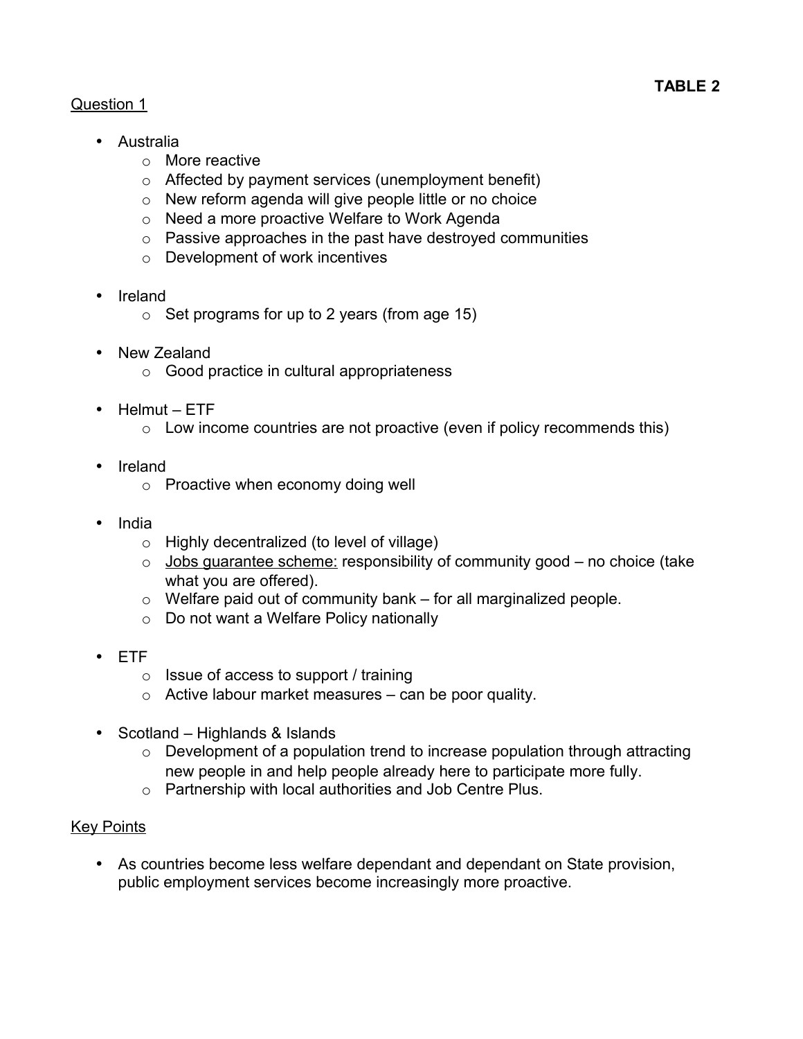**TABLE 2**

Question 1

- Australia
    - More reactive
    - Affected by payment services (unemployment benefit)
    - New reform agenda will give people little or no choice
    - Need a more proactive Welfare to Work Agenda
    - Passive approaches in the past have destroyed communities
    - Development of work incentives

- Ireland
    - Set programs for up to 2 years (from age 15)

- New Zealand
    - Good practice in cultural appropriateness

- Helmut – ETF
    - Low income countries are not proactive (even if policy recommends this)

- Ireland
    - Proactive when economy doing well

- India
    - Highly decentralized (to level of village)
    - Jobs guarantee scheme: responsibility of community good – no choice (take what you are offered).
    - Welfare paid out of community bank – for all marginalized people.
    - Do not want a Welfare Policy nationally

- ETF
    - Issue of access to support / training
    - Active labour market measures – can be poor quality.

- Scotland – Highlands & Islands
    - Development of a population trend to increase population through attracting new people in and help people already here to participate more fully.
    - Partnership with local authorities and Job Centre Plus.

Key Points

- As countries become less welfare dependant and dependant on State provision, public employment services become increasingly more proactive.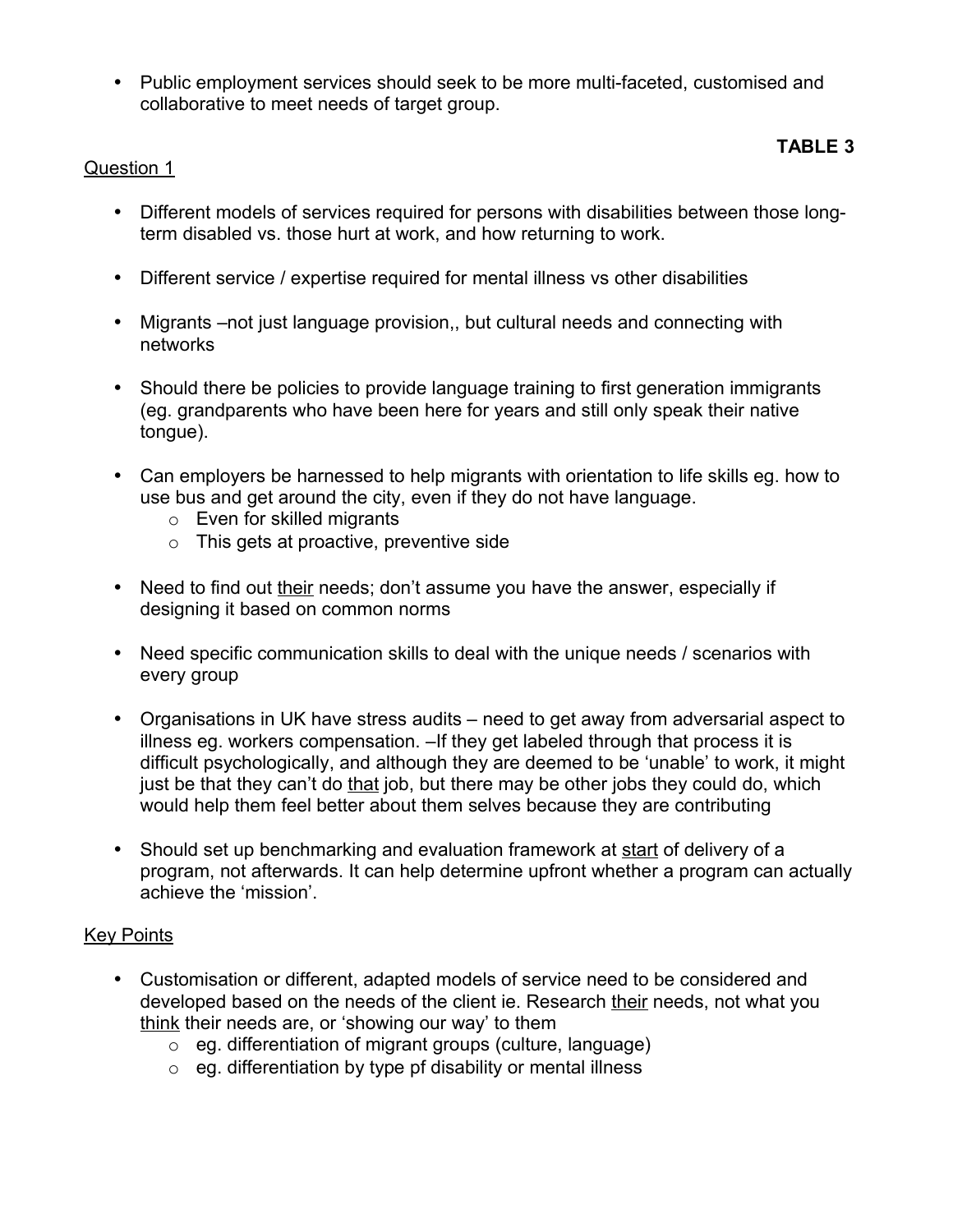- Public employment services should seek to be more multi-faceted, customised and collaborative to meet needs of target group.

**TABLE 3**

Question 1

- Different models of services required for persons with disabilities between those long-term disabled vs. those hurt at work, and how returning to work.

- Different service / expertise required for mental illness vs other disabilities

- Migrants –not just language provision,, but cultural needs and connecting with networks

- Should there be policies to provide language training to first generation immigrants (eg. grandparents who have been here for years and still only speak their native tongue).

- Can employers be harnessed to help migrants with orientation to life skills eg. how to use bus and get around the city, even if they do not have language.
    - Even for skilled migrants
    - This gets at proactive, preventive side

- Need to find out <u>their</u> needs; don't assume you have the answer, especially if designing it based on common norms

- Need specific communication skills to deal with the unique needs / scenarios with every group

- Organisations in UK have stress audits – need to get away from adversarial aspect to illness eg. workers compensation. –If they get labeled through that process it is difficult psychologically, and although they are deemed to be 'unable' to work, it might just be that they can't do <u>that</u> job, but there may be other jobs they could do, which would help them feel better about them selves because they are contributing

- Should set up benchmarking and evaluation framework at <u>start</u> of delivery of a program, not afterwards. It can help determine upfront whether a program can actually achieve the 'mission'.

Key Points

- Customisation or different, adapted models of service need to be considered and developed based on the needs of the client ie. Research <u>their</u> needs, not what you <u>think</u> their needs are, or 'showing our way' to them
    - eg. differentiation of migrant groups (culture, language)
    - eg. differentiation by type pf disability or mental illness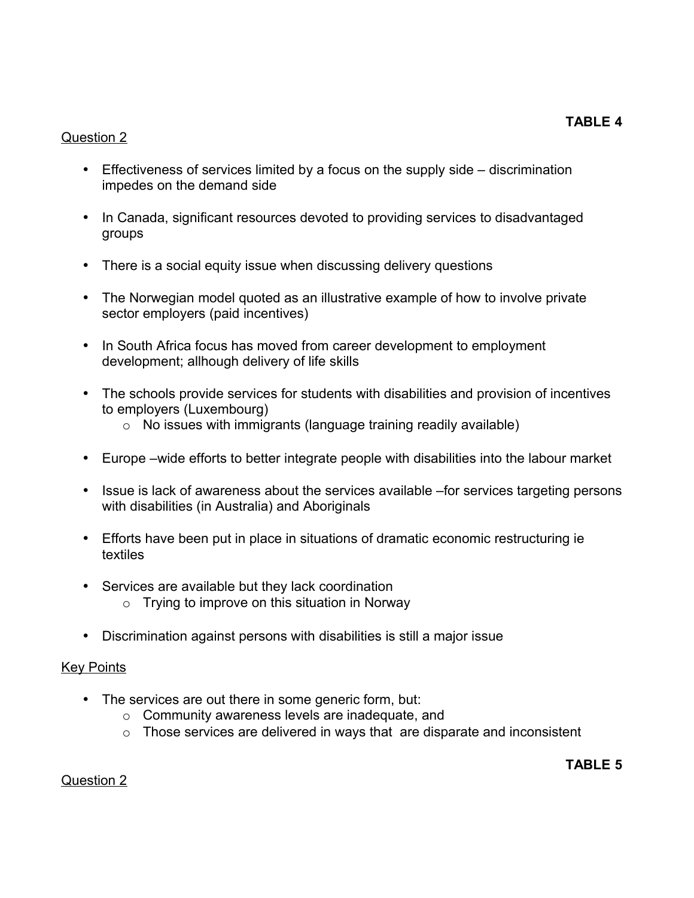**TABLE 4**

Question 2

- Effectiveness of services limited by a focus on the supply side – discrimination impedes on the demand side
- In Canada, significant resources devoted to providing services to disadvantaged groups
- There is a social equity issue when discussing delivery questions
- The Norwegian model quoted as an illustrative example of how to involve private sector employers (paid incentives)
- In South Africa focus has moved from career development to employment development; allhough delivery of life skills
- The schools provide services for students with disabilities and provision of incentives to employers (Luxembourg)
  - No issues with immigrants (language training readily available)
- Europe –wide efforts to better integrate people with disabilities into the labour market
- Issue is lack of awareness about the services available –for services targeting persons with disabilities (in Australia) and Aboriginals
- Efforts have been put in place in situations of dramatic economic restructuring ie textiles
- Services are available but they lack coordination
  - Trying to improve on this situation in Norway
- Discrimination against persons with disabilities is still a major issue

Key Points

- The services are out there in some generic form, but:
  - Community awareness levels are inadequate, and
  - Those services are delivered in ways that are disparate and inconsistent

**TABLE 5**

Question 2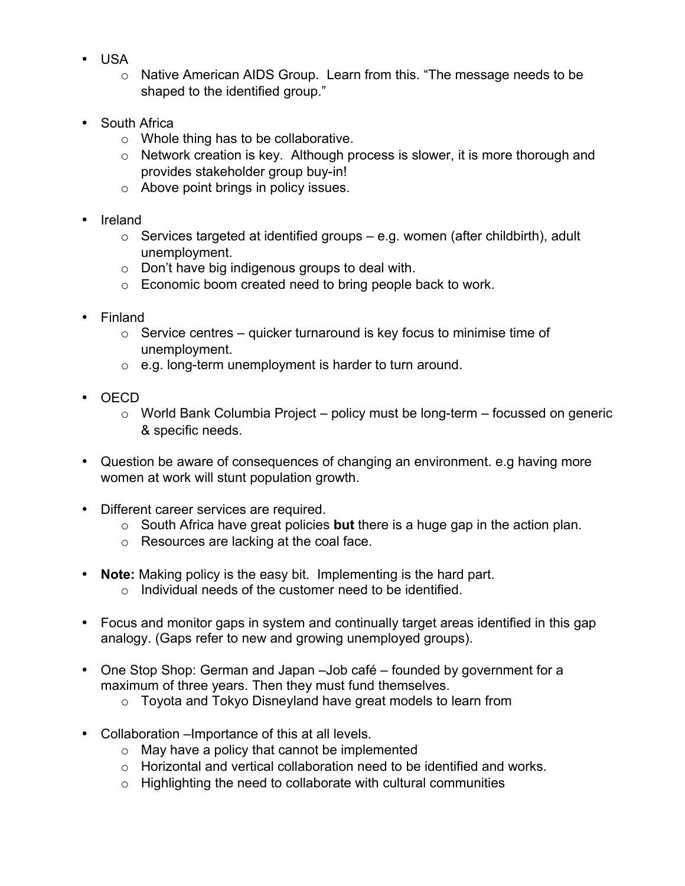- USA
  - Native American AIDS Group. Learn from this. “The message needs to be shaped to the identified group.”

- South Africa
  - Whole thing has to be collaborative.
  - Network creation is key. Although process is slower, it is more thorough and provides stakeholder group buy-in!
  - Above point brings in policy issues.

- Ireland
  - Services targeted at identified groups – e.g. women (after childbirth), adult unemployment.
  - Don’t have big indigenous groups to deal with.
  - Economic boom created need to bring people back to work.

- Finland
  - Service centres – quicker turnaround is key focus to minimise time of unemployment.
  - e.g. long-term unemployment is harder to turn around.

- OECD
  - World Bank Columbia Project – policy must be long-term – focussed on generic & specific needs.

- Question be aware of consequences of changing an environment. e.g having more women at work will stunt population growth.

- Different career services are required.
  - South Africa have great policies **but** there is a huge gap in the action plan.
  - Resources are lacking at the coal face.

- **Note:** Making policy is the easy bit. Implementing is the hard part.
  - Individual needs of the customer need to be identified.

- Focus and monitor gaps in system and continually target areas identified in this gap analogy. (Gaps refer to new and growing unemployed groups).

- One Stop Shop: German and Japan –Job café – founded by government for a maximum of three years. Then they must fund themselves.
  - Toyota and Tokyo Disneyland have great models to learn from

- Collaboration –Importance of this at all levels.
  - May have a policy that cannot be implemented
  - Horizontal and vertical collaboration need to be identified and works.
  - Highlighting the need to collaborate with cultural communities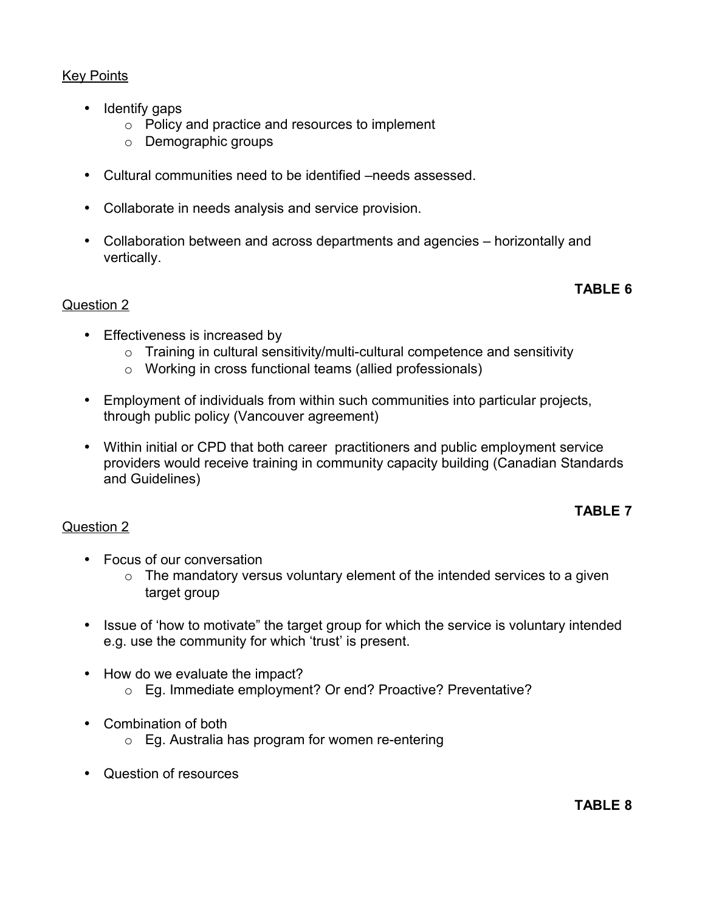Key Points

- Identify gaps
  - Policy and practice and resources to implement
  - Demographic groups

- Cultural communities need to be identified –needs assessed.

- Collaborate in needs analysis and service provision.

- Collaboration between and across departments and agencies – horizontally and vertically.

**TABLE 6**

Question 2

- Effectiveness is increased by
  - Training in cultural sensitivity/multi-cultural competence and sensitivity
  - Working in cross functional teams (allied professionals)

- Employment of individuals from within such communities into particular projects, through public policy (Vancouver agreement)

- Within initial or CPD that both career practitioners and public employment service providers would receive training in community capacity building (Canadian Standards and Guidelines)

**TABLE 7**

Question 2

- Focus of our conversation
  - The mandatory versus voluntary element of the intended services to a given target group

- Issue of 'how to motivate" the target group for which the service is voluntary intended e.g. use the community for which 'trust' is present.

- How do we evaluate the impact?
  - Eg. Immediate employment? Or end? Proactive? Preventative?

- Combination of both
  - Eg. Australia has program for women re-entering

- Question of resources

**TABLE 8**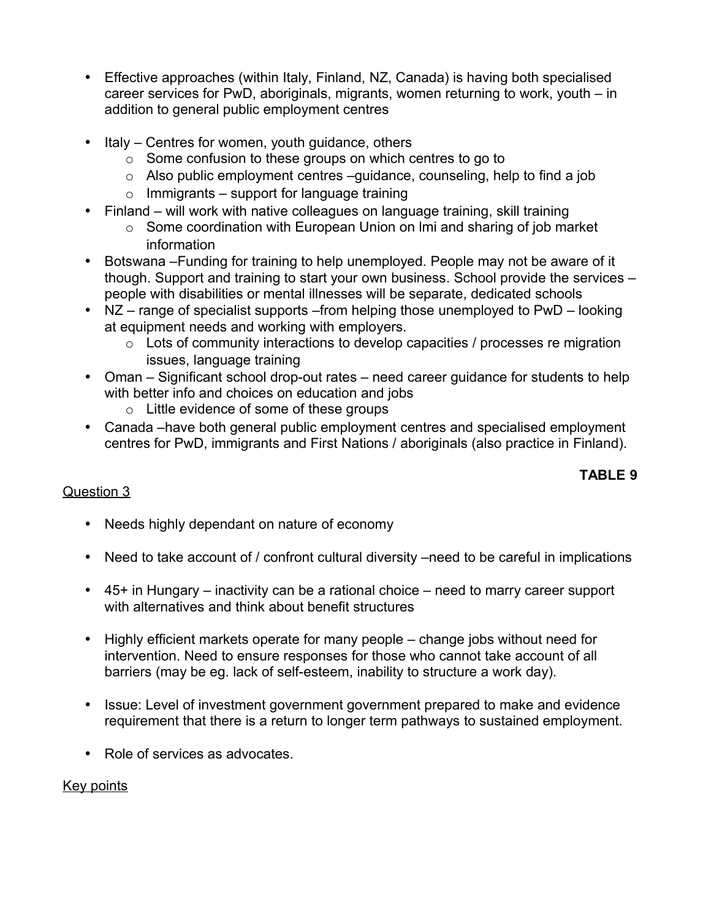- Effective approaches (within Italy, Finland, NZ, Canada) is having both specialised career services for PwD, aboriginals, migrants, women returning to work, youth – in addition to general public employment centres

- Italy – Centres for women, youth guidance, others
    - Some confusion to these groups on which centres to go to
    - Also public employment centres –guidance, counseling, help to find a job
    - Immigrants – support for language training
- Finland – will work with native colleagues on language training, skill training
    - Some coordination with European Union on lmi and sharing of job market information
- Botswana –Funding for training to help unemployed. People may not be aware of it though. Support and training to start your own business. School provide the services – people with disabilities or mental illnesses will be separate, dedicated schools
- NZ – range of specialist supports –from helping those unemployed to PwD – looking at equipment needs and working with employers.
    - Lots of community interactions to develop capacities / processes re migration issues, language training
- Oman – Significant school drop-out rates – need career guidance for students to help with better info and choices on education and jobs
    - Little evidence of some of these groups
- Canada –have both general public employment centres and specialised employment centres for PwD, immigrants and First Nations / aboriginals (also practice in Finland).

**TABLE 9**

Question 3

- Needs highly dependant on nature of economy

- Need to take account of / confront cultural diversity –need to be careful in implications

- 45+ in Hungary – inactivity can be a rational choice – need to marry career support with alternatives and think about benefit structures

- Highly efficient markets operate for many people – change jobs without need for intervention. Need to ensure responses for those who cannot take account of all barriers (may be eg. lack of self-esteem, inability to structure a work day).

- Issue: Level of investment government government prepared to make and evidence requirement that there is a return to longer term pathways to sustained employment.

- Role of services as advocates.

Key points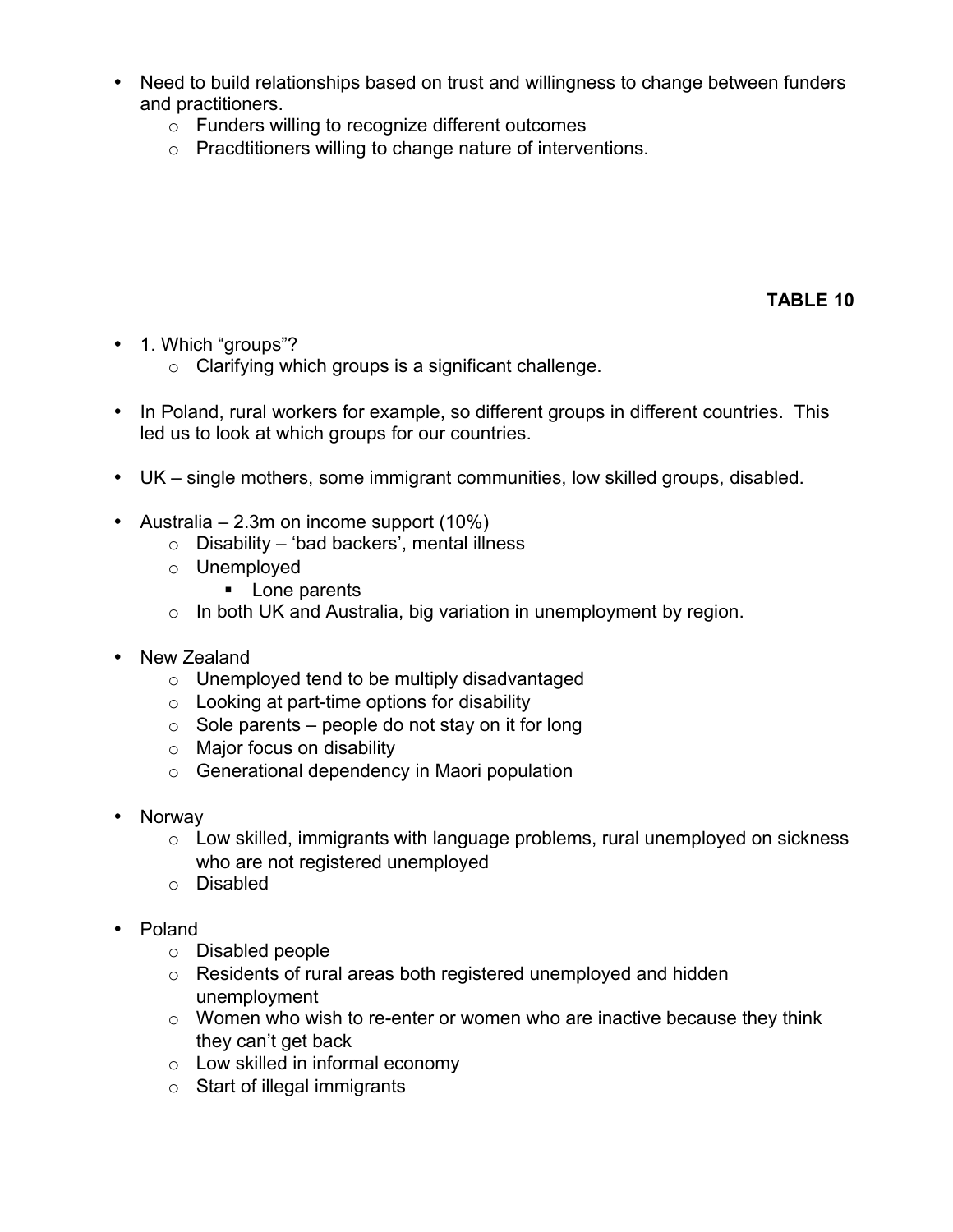- Need to build relationships based on trust and willingness to change between funders and practitioners.
  - Funders willing to recognize different outcomes
  - Pracdtitioners willing to change nature of interventions.

**TABLE 10**

- 1. Which "groups"?
  - Clarifying which groups is a significant challenge.

- In Poland, rural workers for example, so different groups in different countries. This led us to look at which groups for our countries.

- UK – single mothers, some immigrant communities, low skilled groups, disabled.

- Australia – 2.3m on income support (10%)
  - Disability – 'bad backers', mental illness
  - Unemployed
    - Lone parents
  - In both UK and Australia, big variation in unemployment by region.

- New Zealand
  - Unemployed tend to be multiply disadvantaged
  - Looking at part-time options for disability
  - Sole parents – people do not stay on it for long
  - Major focus on disability
  - Generational dependency in Maori population

- Norway
  - Low skilled, immigrants with language problems, rural unemployed on sickness who are not registered unemployed
  - Disabled

- Poland
  - Disabled people
  - Residents of rural areas both registered unemployed and hidden unemployment
  - Women who wish to re-enter or women who are inactive because they think they can't get back
  - Low skilled in informal economy
  - Start of illegal immigrants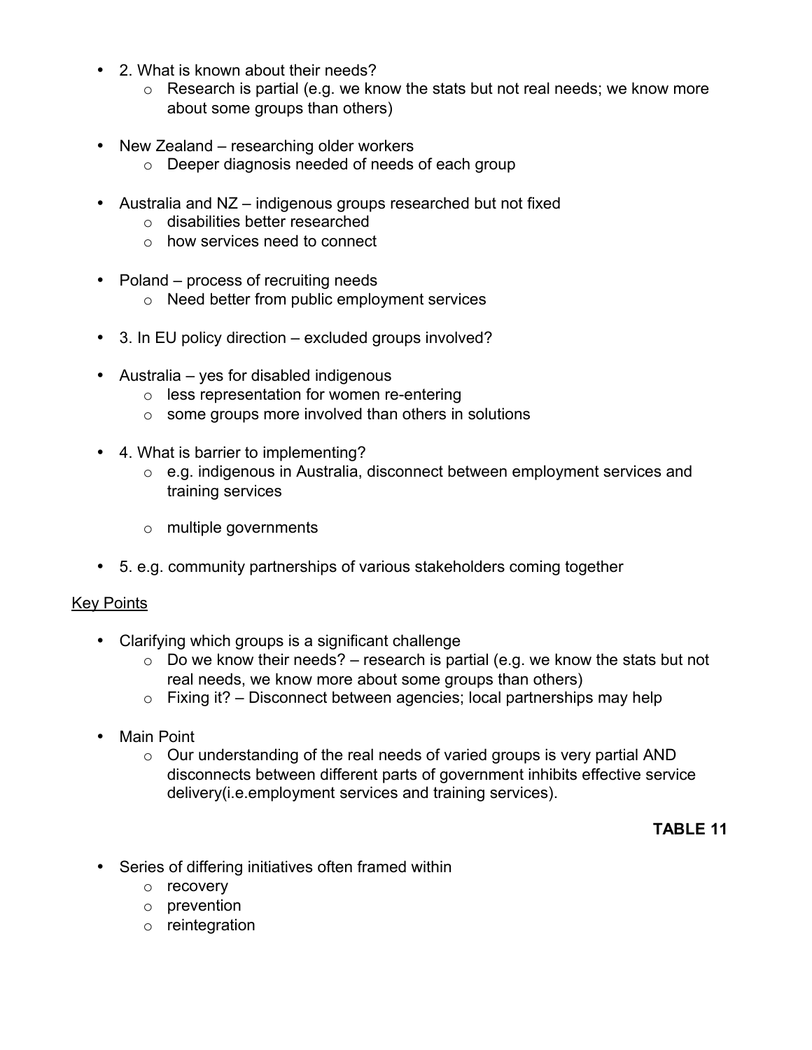- 2. What is known about their needs?
  - Research is partial (e.g. we know the stats but not real needs; we know more about some groups than others)

- New Zealand – researching older workers
  - Deeper diagnosis needed of needs of each group

- Australia and NZ – indigenous groups researched but not fixed
  - disabilities better researched
  - how services need to connect

- Poland – process of recruiting needs
  - Need better from public employment services

- 3. In EU policy direction – excluded groups involved?

- Australia – yes for disabled indigenous
  - less representation for women re-entering
  - some groups more involved than others in solutions

- 4. What is barrier to implementing?
  - e.g. indigenous in Australia, disconnect between employment services and training services
  - multiple governments

- 5. e.g. community partnerships of various stakeholders coming together

<u>Key Points</u>

- Clarifying which groups is a significant challenge
  - Do we know their needs? – research is partial (e.g. we know the stats but not real needs, we know more about some groups than others)
  - Fixing it? – Disconnect between agencies; local partnerships may help

- Main Point
  - Our understanding of the real needs of varied groups is very partial AND disconnects between different parts of government inhibits effective service delivery(i.e.employment services and training services).

**TABLE 11**

- Series of differing initiatives often framed within
  - recovery
  - prevention
  - reintegration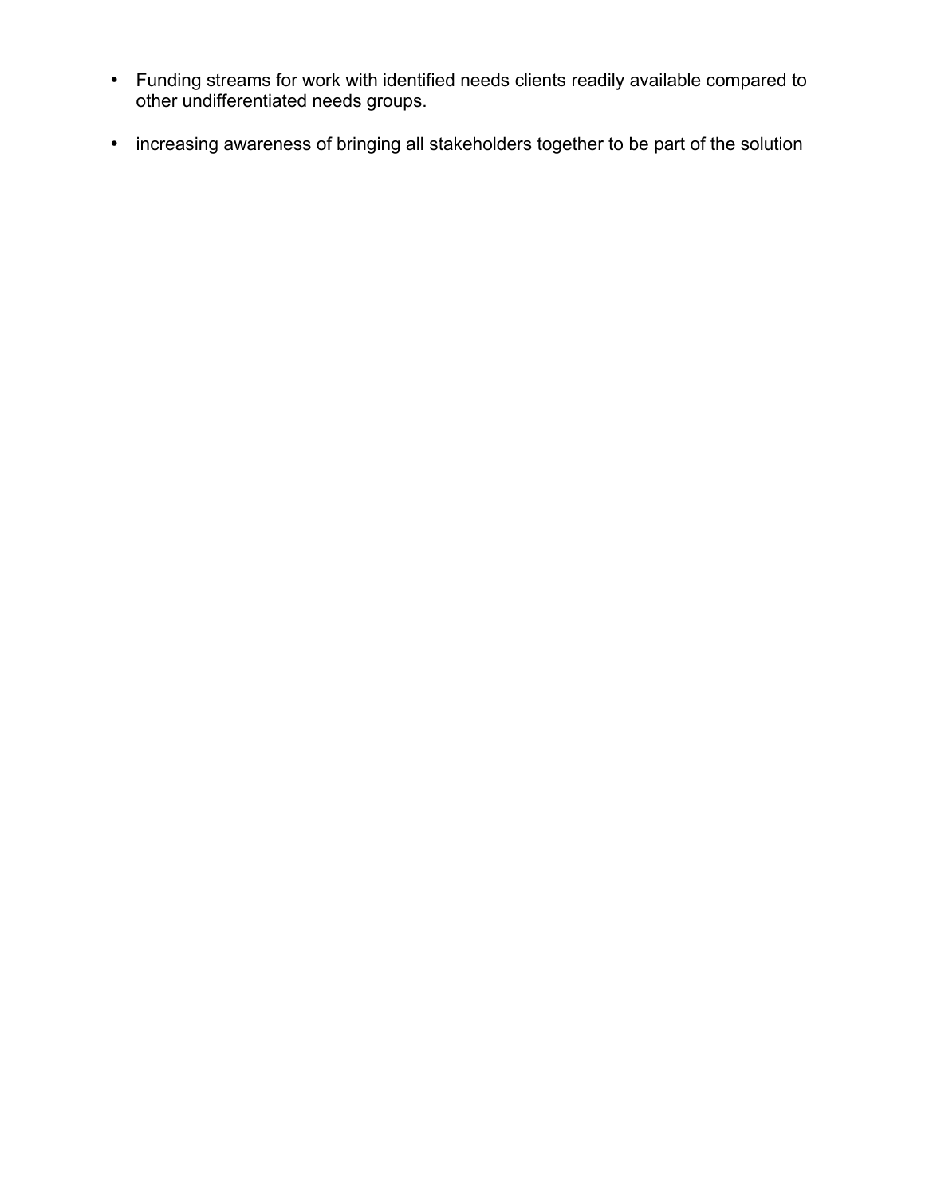- Funding streams for work with identified needs clients readily available compared to other undifferentiated needs groups.

- increasing awareness of bringing all stakeholders together to be part of the solution